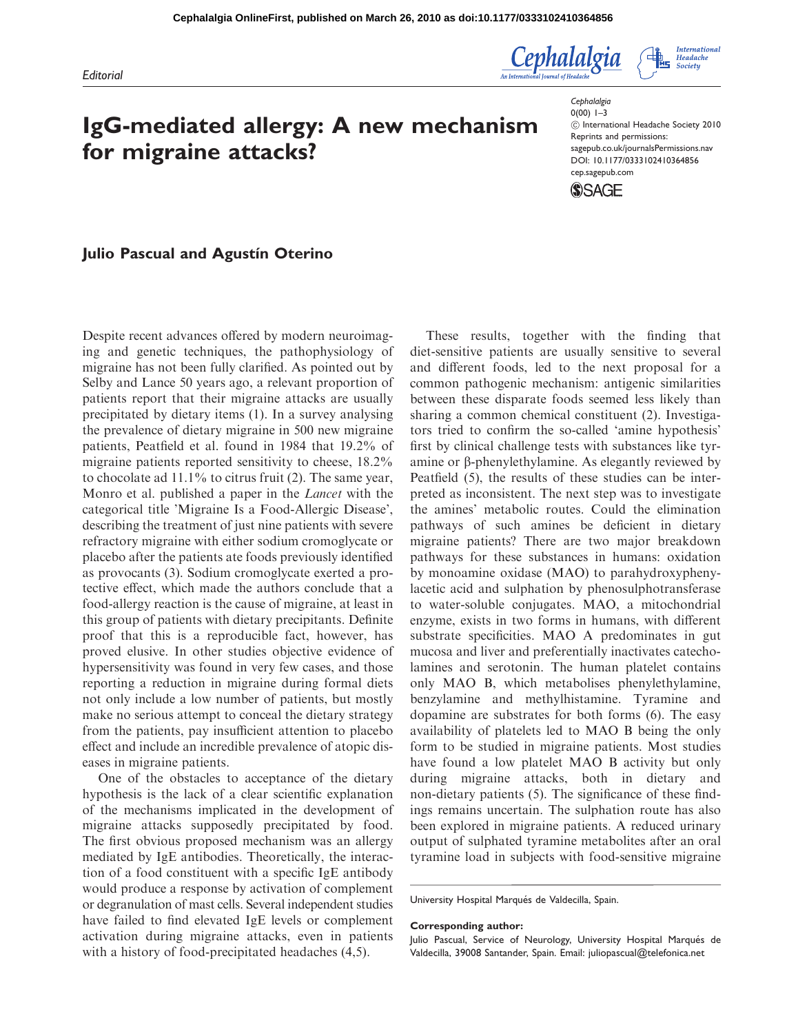Editorial

# IgG-mediated allergy: A new mechanism for migraine attacks?

**Julio Pascual and Agustín Oterino**

Despite recent advances offered by modern neuroimaging and genetic techniques, the pathophysiology of migraine has not been fully clarified. As pointed out by Selby and Lance 50 years ago, a relevant proportion of patients report that their migraine attacks are usually precipitated by dietary items (1). In a survey analysing the prevalence of dietary migraine in 500 new migraine patients, Peatfield et al. found in 1984 that 19.2% of migraine patients reported sensitivity to cheese, 18.2% to chocolate ad 11.1% to citrus fruit (2). The same year, Monro et al. published a paper in the *Lancet* with the categorical title 'Migraine Is a Food-Allergic Disease', describing the treatment of just nine patients with severe refractory migraine with either sodium cromoglycate or placebo after the patients ate foods previously identified as provocants (3). Sodium cromoglycate exerted a protective effect, which made the authors conclude that a food-allergy reaction is the cause of migraine, at least in this group of patients with dietary precipitants. Definite proof that this is a reproducible fact, however, has proved elusive. In other studies objective evidence of hypersensitivity was found in very few cases, and those reporting a reduction in migraine during formal diets not only include a low number of patients, but mostly make no serious attempt to conceal the dietary strategy from the patients, pay insufficient attention to placebo effect and include an incredible prevalence of atopic diseases in migraine patients.

One of the obstacles to acceptance of the dietary hypothesis is the lack of a clear scientific explanation of the mechanisms implicated in the development of migraine attacks supposedly precipitated by food. The first obvious proposed mechanism was an allergy mediated by IgE antibodies. Theoretically, the interaction of a food constituent with a specific IgE antibody would produce a response by activation of complement or degranulation of mast cells. Several independent studies have failed to find elevated IgE levels or complement activation during migraine attacks, even in patients with a history of food-precipitated headaches (4,5).

These results, together with the finding that diet-sensitive patients are usually sensitive to several and different foods, led to the next proposal for a common pathogenic mechanism: antigenic similarities between these disparate foods seemed less likely than sharing a common chemical constituent (2). Investigators tried to confirm the so-called 'amine hypothesis' first by clinical challenge tests with substances like tyramine or β-phenylethylamine. As elegantly reviewed by Peatfield (5), the results of these studies can be interpreted as inconsistent. The next step was to investigate the amines' metabolic routes. Could the elimination pathways of such amines be deficient in dietary migraine patients? There are two major breakdown pathways for these substances in humans: oxidation by monoamine oxidase (MAO) to parahydroxyphenylacetic acid and sulphation by phenosulphotransferase to water-soluble conjugates. MAO, a mitochondrial enzyme, exists in two forms in humans, with different substrate specificities. MAO A predominates in gut mucosa and liver and preferentially inactivates catecholamines and serotonin. The human platelet contains only MAO B, which metabolises phenylethylamine, benzylamine and methylhistamine. Tyramine and dopamine are substrates for both forms (6). The easy availability of platelets led to MAO B being the only form to be studied in migraine patients. Most studies have found a low platelet MAO B activity but only during migraine attacks, both in dietary and non-dietary patients (5). The significance of these findings remains uncertain. The sulphation route has also been explored in migraine patients. A reduced urinary output of sulphated tyramine metabolites after an oral tyramine load in subjects with food-sensitive migraine

University Hospital Marqués de Valdecilla, Spain.

**Corresponding author:**
Julio Pascual, Service of Neurology, University Hospital Marqués de Valdecilla, 39008 Santander, Spain. Email: juliopascual@telefonica.net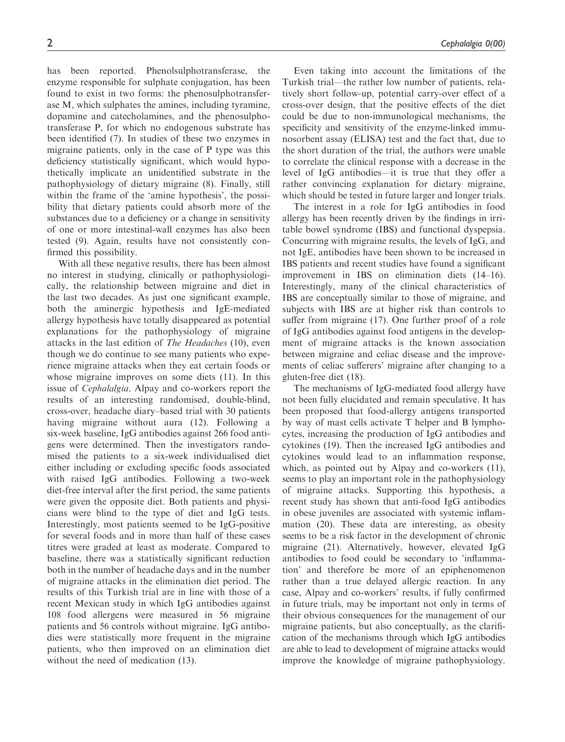has been reported. Phenolsulphotransferase, the enzyme responsible for sulphate conjugation, has been found to exist in two forms: the phenosulphotransferase M, which sulphates the amines, including tyramine, dopamine and catecholamines, and the phenosulphotransferase P, for which no endogenous substrate has been identified (7). In studies of these two enzymes in migraine patients, only in the case of P type was this deficiency statistically significant, which would hypothetically implicate an unidentified substrate in the pathophysiology of dietary migraine (8). Finally, still within the frame of the 'amine hypothesis', the possibility that dietary patients could absorb more of the substances due to a deficiency or a change in sensitivity of one or more intestinal-wall enzymes has also been tested (9). Again, results have not consistently confirmed this possibility.

With all these negative results, there has been almost no interest in studying, clinically or pathophysiologically, the relationship between migraine and diet in the last two decades. As just one significant example, both the aminergic hypothesis and IgE-mediated allergy hypothesis have totally disappeared as potential explanations for the pathophysiology of migraine attacks in the last edition of *The Headaches* (10), even though we do continue to see many patients who experience migraine attacks when they eat certain foods or whose migraine improves on some diets (11). In this issue of *Cephalalgia*, Alpay and co-workers report the results of an interesting randomised, double-blind, cross-over, headache diary–based trial with 30 patients having migraine without aura (12). Following a six-week baseline, IgG antibodies against 266 food antigens were determined. Then the investigators randomised the patients to a six-week individualised diet either including or excluding specific foods associated with raised IgG antibodies. Following a two-week diet-free interval after the first period, the same patients were given the opposite diet. Both patients and physicians were blind to the type of diet and IgG tests. Interestingly, most patients seemed to be IgG-positive for several foods and in more than half of these cases titres were graded at least as moderate. Compared to baseline, there was a statistically significant reduction both in the number of headache days and in the number of migraine attacks in the elimination diet period. The results of this Turkish trial are in line with those of a recent Mexican study in which IgG antibodies against 108 food allergens were measured in 56 migraine patients and 56 controls without migraine. IgG antibodies were statistically more frequent in the migraine patients, who then improved on an elimination diet without the need of medication (13).

Even taking into account the limitations of the Turkish trial—the rather low number of patients, relatively short follow-up, potential carry-over effect of a cross-over design, that the positive effects of the diet could be due to non-immunological mechanisms, the specificity and sensitivity of the enzyme-linked immunosorbent assay (ELISA) test and the fact that, due to the short duration of the trial, the authors were unable to correlate the clinical response with a decrease in the level of IgG antibodies—it is true that they offer a rather convincing explanation for dietary migraine, which should be tested in future larger and longer trials.

The interest in a role for IgG antibodies in food allergy has been recently driven by the findings in irritable bowel syndrome (IBS) and functional dyspepsia. Concurring with migraine results, the levels of IgG, and not IgE, antibodies have been shown to be increased in IBS patients and recent studies have found a significant improvement in IBS on elimination diets (14–16). Interestingly, many of the clinical characteristics of IBS are conceptually similar to those of migraine, and subjects with IBS are at higher risk than controls to suffer from migraine (17). One further proof of a role of IgG antibodies against food antigens in the development of migraine attacks is the known association between migraine and celiac disease and the improvements of celiac sufferers' migraine after changing to a gluten-free diet (18).

The mechanisms of IgG-mediated food allergy have not been fully elucidated and remain speculative. It has been proposed that food-allergy antigens transported by way of mast cells activate T helper and B lymphocytes, increasing the production of IgG antibodies and cytokines (19). Then the increased IgG antibodies and cytokines would lead to an inflammation response, which, as pointed out by Alpay and co-workers (11), seems to play an important role in the pathophysiology of migraine attacks. Supporting this hypothesis, a recent study has shown that anti-food IgG antibodies in obese juveniles are associated with systemic inflammation (20). These data are interesting, as obesity seems to be a risk factor in the development of chronic migraine (21). Alternatively, however, elevated IgG antibodies to food could be secondary to 'inflammation' and therefore be more of an epiphenomenon rather than a true delayed allergic reaction. In any case, Alpay and co-workers' results, if fully confirmed in future trials, may be important not only in terms of their obvious consequences for the management of our migraine patients, but also conceptually, as the clarification of the mechanisms through which IgG antibodies are able to lead to development of migraine attacks would improve the knowledge of migraine pathophysiology.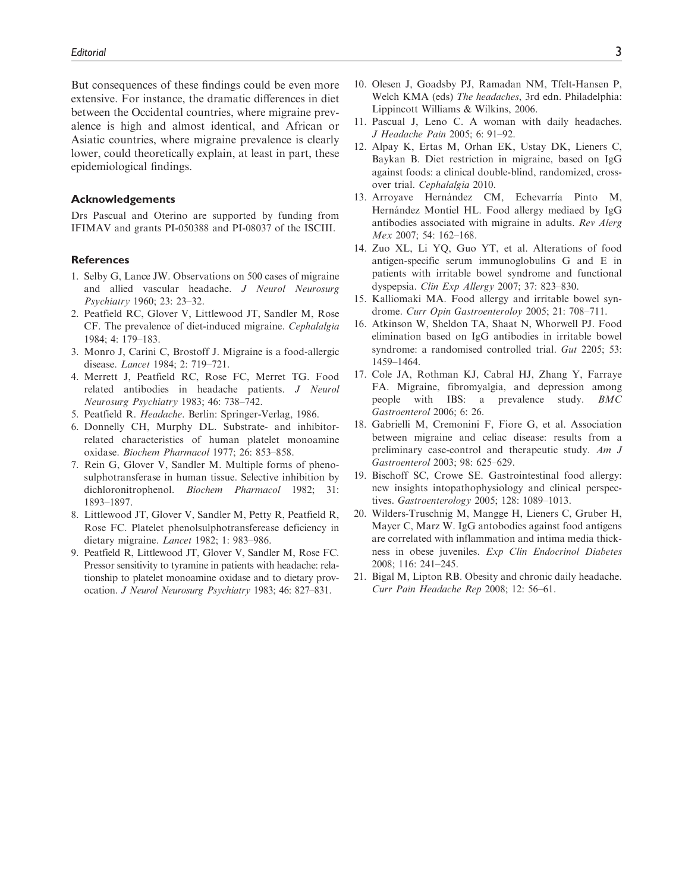But consequences of these findings could be even more extensive. For instance, the dramatic differences in diet between the Occidental countries, where migraine prevalence is high and almost identical, and African or Asiatic countries, where migraine prevalence is clearly lower, could theoretically explain, at least in part, these epidemiological findings.

## Acknowledgements

Drs Pascual and Oterino are supported by funding from IFIMAV and grants PI-050388 and PI-08037 of the ISCIII.

## References

1. Selby G, Lance JW. Observations on 500 cases of migraine and allied vascular headache. *J Neurol Neurosurg Psychiatry* 1960; 23: 23–32.
2. Peatfield RC, Glover V, Littlewood JT, Sandler M, Rose CF. The prevalence of diet-induced migraine. *Cephalalgia* 1984; 4: 179–183.
3. Monro J, Carini C, Brostoff J. Migraine is a food-allergic disease. *Lancet* 1984; 2: 719–721.
4. Merrett J, Peatfield RC, Rose FC, Merret TG. Food related antibodies in headache patients. *J Neurol Neurosurg Psychiatry* 1983; 46: 738–742.
5. Peatfield R. *Headache*. Berlin: Springer-Verlag, 1986.
6. Donnelly CH, Murphy DL. Substrate- and inhibitor-related characteristics of human platelet monoamine oxidase. *Biochem Pharmacol* 1977; 26: 853–858.
7. Rein G, Glover V, Sandler M. Multiple forms of phenosulphotransferase in human tissue. Selective inhibition by dichloronitrophenol. *Biochem Pharmacol* 1982; 31: 1893–1897.
8. Littlewood JT, Glover V, Sandler M, Petty R, Peatfield R, Rose FC. Platelet phenolsulphotransferease deficiency in dietary migraine. *Lancet* 1982; 1: 983–986.
9. Peatfield R, Littlewood JT, Glover V, Sandler M, Rose FC. Pressor sensitivity to tyramine in patients with headache: relationship to platelet monoamine oxidase and to dietary provocation. *J Neurol Neurosurg Psychiatry* 1983; 46: 827–831.
10. Olesen J, Goadsby PJ, Ramadan NM, Tfelt-Hansen P, Welch KMA (eds) *The headaches*, 3rd edn. Philadelphia: Lippincott Williams & Wilkins, 2006.
11. Pascual J, Leno C. A woman with daily headaches. *J Headache Pain* 2005; 6: 91–92.
12. Alpay K, Ertas M, Orhan EK, Ustay DK, Lieners C, Baykan B. Diet restriction in migraine, based on IgG against foods: a clinical double-blind, randomized, cross-over trial. *Cephalalgia* 2010.
13. Arroyave Hernández CM, Echevarría Pinto M, Hernández Montiel HL. Food allergy mediaed by IgG antibodies associated with migraine in adults. *Rev Alerg Mex* 2007; 54: 162–168.
14. Zuo XL, Li YQ, Guo YT, et al. Alterations of food antigen-specific serum immunoglobulins G and E in patients with irritable bowel syndrome and functional dyspepsia. *Clin Exp Allergy* 2007; 37: 823–830.
15. Kalliomaki MA. Food allergy and irritable bowel syndrome. *Curr Opin Gastroenteroloy* 2005; 21: 708–711.
16. Atkinson W, Sheldon TA, Shaat N, Whorwell PJ. Food elimination based on IgG antibodies in irritable bowel syndrome: a randomised controlled trial. *Gut* 2205; 53: 1459–1464.
17. Cole JA, Rothman KJ, Cabral HJ, Zhang Y, Farraye FA. Migraine, fibromyalgia, and depression among people with IBS: a prevalence study. *BMC Gastroenterol* 2006; 6: 26.
18. Gabrielli M, Cremonini F, Fiore G, et al. Association between migraine and celiac disease: results from a preliminary case-control and therapeutic study. *Am J Gastroenterol* 2003; 98: 625–629.
19. Bischoff SC, Crowe SE. Gastrointestinal food allergy: new insights intopathophysiology and clinical perspectives. *Gastroenterology* 2005; 128: 1089–1013.
20. Wilders-Truschnig M, Mangge H, Lieners C, Gruber H, Mayer C, Marz W. IgG antobodies against food antigens are correlated with inflammation and intima media thickness in obese juveniles. *Exp Clin Endocrinol Diabetes* 2008; 116: 241–245.
21. Bigal M, Lipton RB. Obesity and chronic daily headache. *Curr Pain Headache Rep* 2008; 12: 56–61.